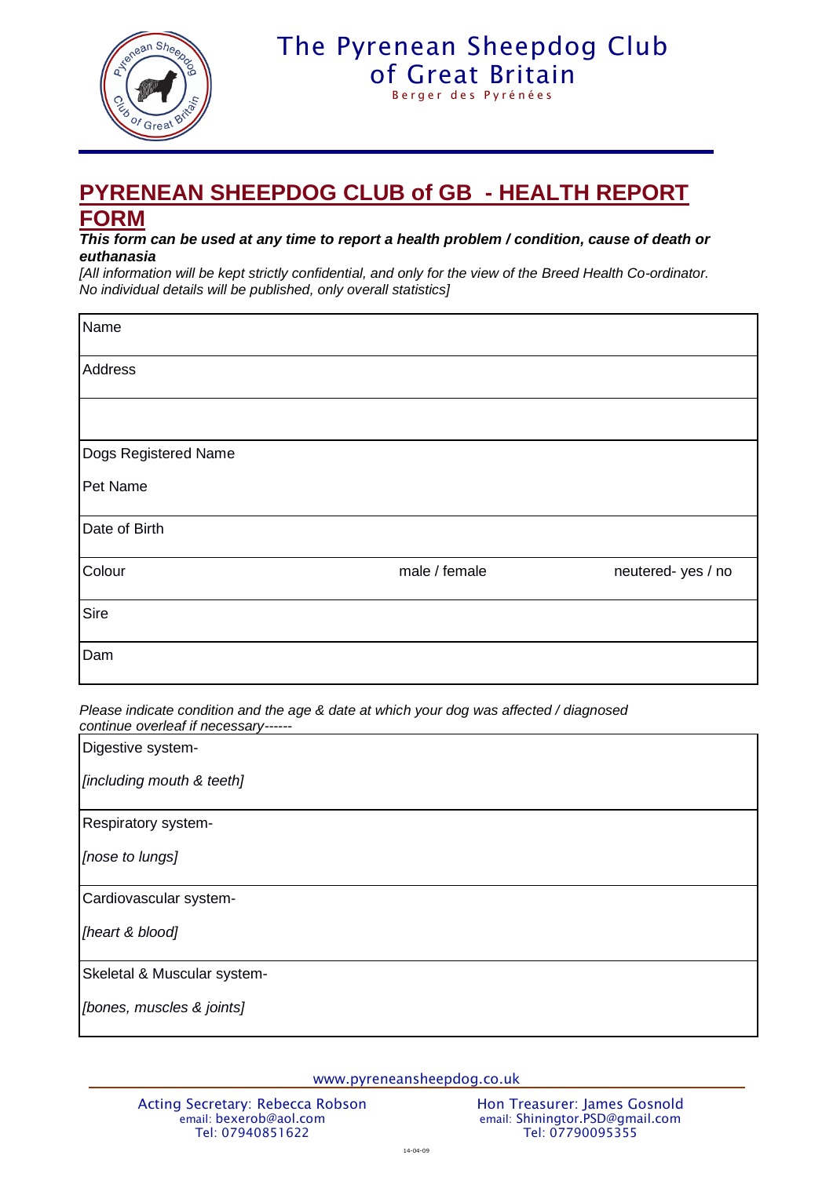The Pyrenean Sheepdog Club of Great Britain
Berger des Pyrénées

# PYRENEAN SHEEPDOG CLUB of GB - HEALTH REPORT FORM

***This form can be used at any time to report a health problem / condition, cause of death or euthanasia***

*[All information will be kept strictly confidential, and only for the view of the Breed Health Co-ordinator. No individual details will be published, only overall statistics]*

| | | |
|---|---|---|
| Name | | |
| Address | | |
| | | |
| Dogs Registered Name<br><br>Pet Name | | |
| Date of Birth | | |
| Colour | male / female | neutered- yes / no |
| Sire | | |
| Dam | | |

*Please indicate condition and the age & date at which your dog was affected / diagnosed*
*continue overleaf if necessary------*

| |
|---|
| Digestive system-<br><br>*[including mouth & teeth]* |
| Respiratory system-<br><br>*[nose to lungs]* |
| Cardiovascular system-<br><br>*[heart & blood]* |
| Skeletal & Muscular system-<br><br>*[bones, muscles & joints]* |

www.pyreneansheepdog.co.uk

Acting Secretary: Rebecca Robson
email: bexerob@aol.com
Tel: 07940851622

Hon Treasurer: James Gosnold
email: Shiningtor.PSD@gmail.com
Tel: 07790095355

14-04-09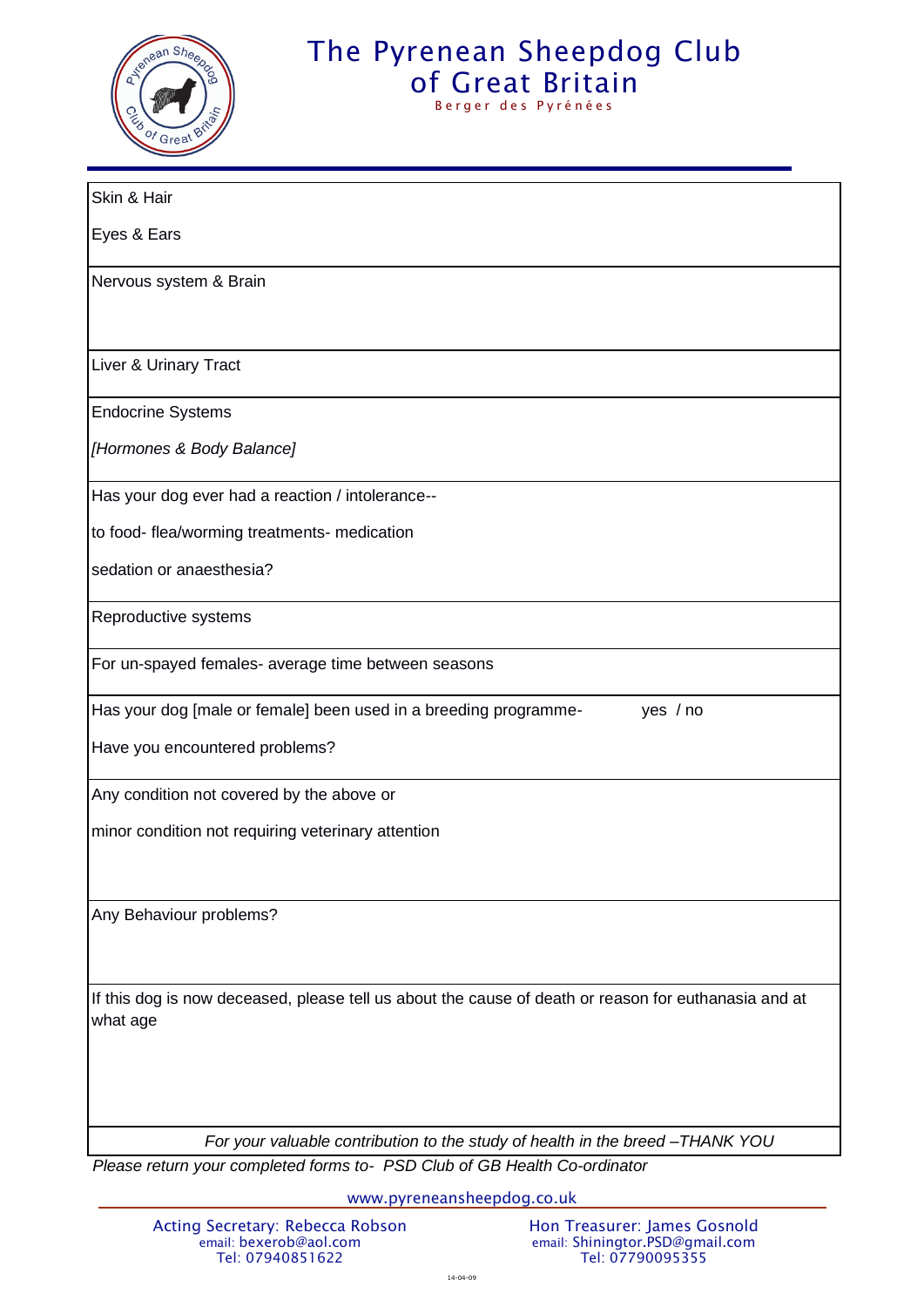# The Pyrenean Sheepdog Club of Great Britain

Berger des Pyrénées

| |
|---|
| Skin & Hair<br><br>Eyes & Ears |
| Nervous system & Brain |
| Liver & Urinary Tract |
| Endocrine Systems<br><br>*[Hormones & Body Balance]* |
| Has your dog ever had a reaction / intolerance--<br><br>to food- flea/worming treatments- medication<br><br>sedation or anaesthesia? |
| Reproductive systems |
| For un-spayed females- average time between seasons |
| Has your dog [male or female] been used in a breeding programme- yes / no<br><br>Have you encountered problems? |
| Any condition not covered by the above or<br><br>minor condition not requiring veterinary attention |
| Any Behaviour problems? |
| If this dog is now deceased, please tell us about the cause of death or reason for euthanasia and at what age |
| *For your valuable contribution to the study of health in the breed –THANK YOU* |

*Please return your completed forms to- PSD Club of GB Health Co-ordinator*

www.pyreneansheepdog.co.uk

Acting Secretary: Rebecca Robson
email: bexerob@aol.com
Tel: 07940851622

Hon Treasurer: James Gosnold
email: Shiningtor.PSD@gmail.com
Tel: 07790095355

14-04-09